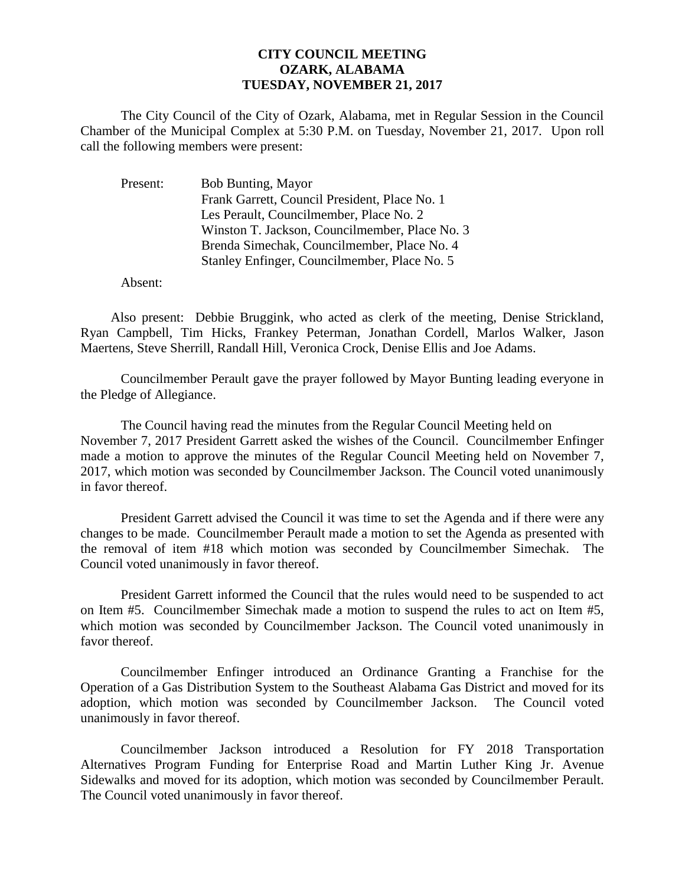# CITY COUNCIL MEETING
# OZARK, ALABAMA
# TUESDAY, NOVEMBER 21, 2017

The City Council of the City of Ozark, Alabama, met in Regular Session in the Council Chamber of the Municipal Complex at 5:30 P.M. on Tuesday, November 21, 2017. Upon roll call the following members were present:

Present:
Bob Bunting, Mayor
Frank Garrett, Council President, Place No. 1
Les Perault, Councilmember, Place No. 2
Winston T. Jackson, Councilmember, Place No. 3
Brenda Simechak, Councilmember, Place No. 4
Stanley Enfinger, Councilmember, Place No. 5

Absent:

Also present: Debbie Bruggink, who acted as clerk of the meeting, Denise Strickland, Ryan Campbell, Tim Hicks, Frankey Peterman, Jonathan Cordell, Marlos Walker, Jason Maertens, Steve Sherrill, Randall Hill, Veronica Crock, Denise Ellis and Joe Adams.

Councilmember Perault gave the prayer followed by Mayor Bunting leading everyone in the Pledge of Allegiance.

The Council having read the minutes from the Regular Council Meeting held on November 7, 2017 President Garrett asked the wishes of the Council. Councilmember Enfinger made a motion to approve the minutes of the Regular Council Meeting held on November 7, 2017, which motion was seconded by Councilmember Jackson. The Council voted unanimously in favor thereof.

President Garrett advised the Council it was time to set the Agenda and if there were any changes to be made. Councilmember Perault made a motion to set the Agenda as presented with the removal of item #18 which motion was seconded by Councilmember Simechak. The Council voted unanimously in favor thereof.

President Garrett informed the Council that the rules would need to be suspended to act on Item #5. Councilmember Simechak made a motion to suspend the rules to act on Item #5, which motion was seconded by Councilmember Jackson. The Council voted unanimously in favor thereof.

Councilmember Enfinger introduced an Ordinance Granting a Franchise for the Operation of a Gas Distribution System to the Southeast Alabama Gas District and moved for its adoption, which motion was seconded by Councilmember Jackson. The Council voted unanimously in favor thereof.

Councilmember Jackson introduced a Resolution for FY 2018 Transportation Alternatives Program Funding for Enterprise Road and Martin Luther King Jr. Avenue Sidewalks and moved for its adoption, which motion was seconded by Councilmember Perault. The Council voted unanimously in favor thereof.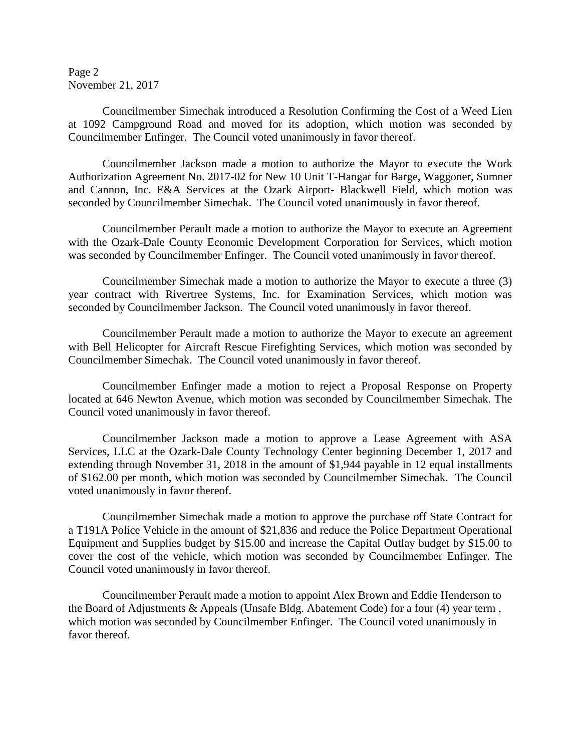Councilmember Simechak introduced a Resolution Confirming the Cost of a Weed Lien at 1092 Campground Road and moved for its adoption, which motion was seconded by Councilmember Enfinger. The Council voted unanimously in favor thereof.

Councilmember Jackson made a motion to authorize the Mayor to execute the Work Authorization Agreement No. 2017-02 for New 10 Unit T-Hangar for Barge, Waggoner, Sumner and Cannon, Inc. E&A Services at the Ozark Airport- Blackwell Field, which motion was seconded by Councilmember Simechak. The Council voted unanimously in favor thereof.

Councilmember Perault made a motion to authorize the Mayor to execute an Agreement with the Ozark-Dale County Economic Development Corporation for Services, which motion was seconded by Councilmember Enfinger. The Council voted unanimously in favor thereof.

Councilmember Simechak made a motion to authorize the Mayor to execute a three (3) year contract with Rivertree Systems, Inc. for Examination Services, which motion was seconded by Councilmember Jackson. The Council voted unanimously in favor thereof.

Councilmember Perault made a motion to authorize the Mayor to execute an agreement with Bell Helicopter for Aircraft Rescue Firefighting Services, which motion was seconded by Councilmember Simechak. The Council voted unanimously in favor thereof.

Councilmember Enfinger made a motion to reject a Proposal Response on Property located at 646 Newton Avenue, which motion was seconded by Councilmember Simechak. The Council voted unanimously in favor thereof.

Councilmember Jackson made a motion to approve a Lease Agreement with ASA Services, LLC at the Ozark-Dale County Technology Center beginning December 1, 2017 and extending through November 31, 2018 in the amount of $1,944 payable in 12 equal installments of $162.00 per month, which motion was seconded by Councilmember Simechak. The Council voted unanimously in favor thereof.

Councilmember Simechak made a motion to approve the purchase off State Contract for a T191A Police Vehicle in the amount of $21,836 and reduce the Police Department Operational Equipment and Supplies budget by $15.00 and increase the Capital Outlay budget by $15.00 to cover the cost of the vehicle, which motion was seconded by Councilmember Enfinger. The Council voted unanimously in favor thereof.

Councilmember Perault made a motion to appoint Alex Brown and Eddie Henderson to the Board of Adjustments & Appeals (Unsafe Bldg. Abatement Code) for a four (4) year term , which motion was seconded by Councilmember Enfinger. The Council voted unanimously in favor thereof.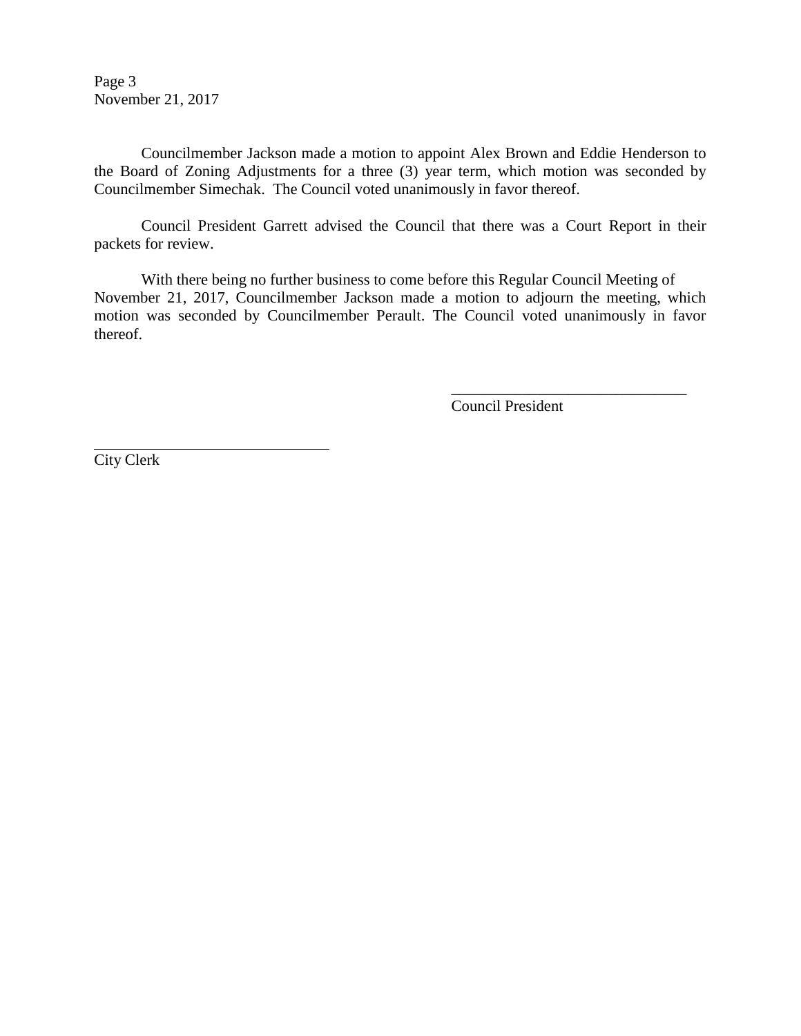Councilmember Jackson made a motion to appoint Alex Brown and Eddie Henderson to the Board of Zoning Adjustments for a three (3) year term, which motion was seconded by Councilmember Simechak. The Council voted unanimously in favor thereof.

Council President Garrett advised the Council that there was a Court Report in their packets for review.

With there being no further business to come before this Regular Council Meeting of November 21, 2017, Councilmember Jackson made a motion to adjourn the meeting, which motion was seconded by Councilmember Perault. The Council voted unanimously in favor thereof.

\_\_\_\_\_\_\_\_\_\_\_\_\_\_\_\_\_\_\_\_\_\_\_\_\_\_\_\_\_\_
Council President

\_\_\_\_\_\_\_\_\_\_\_\_\_\_\_\_\_\_\_\_\_\_\_\_\_\_\_\_\_\_
City Clerk